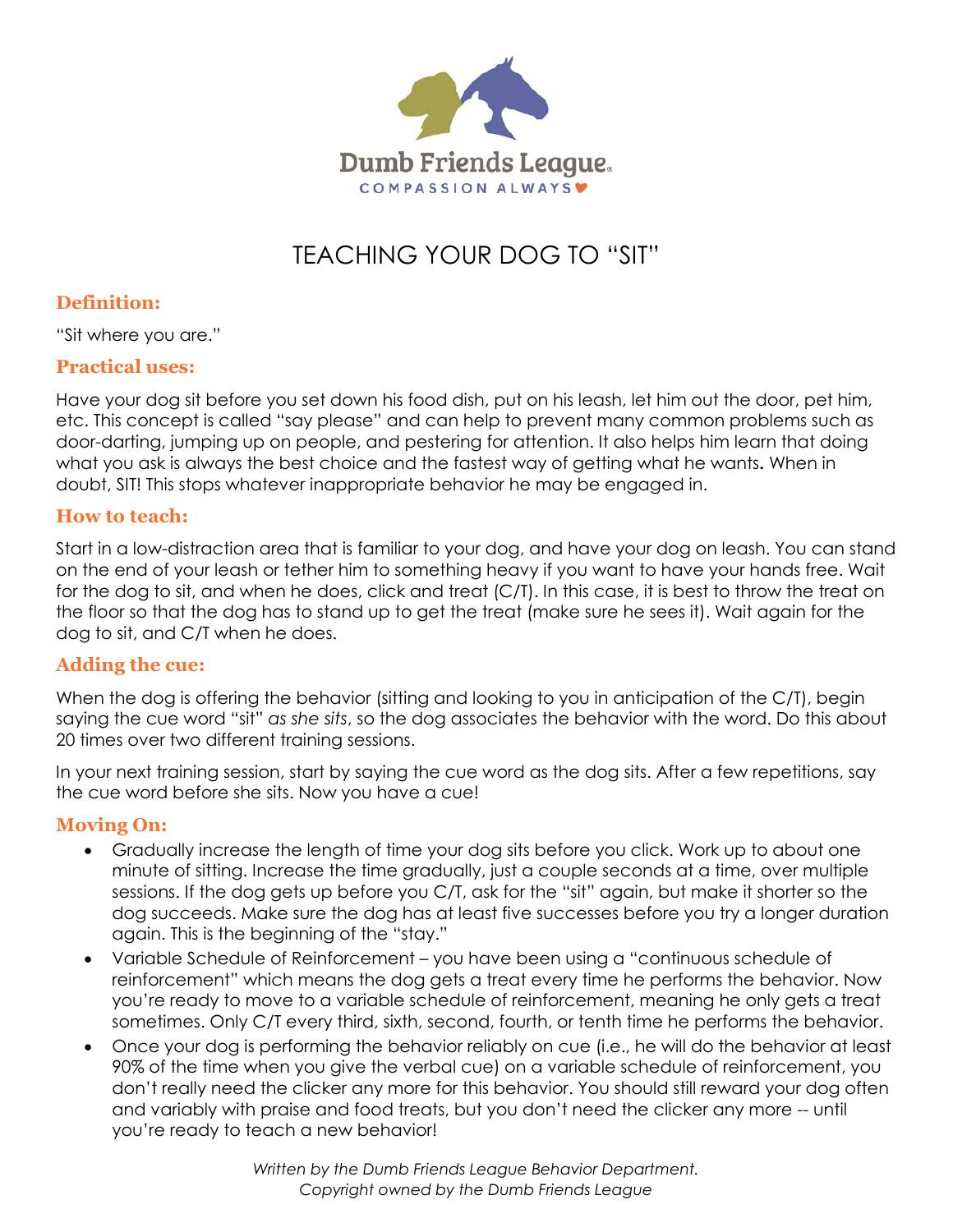Dumb Friends League
COMPASSION ALWAYS

# TEACHING YOUR DOG TO "SIT"

## Definition:

"Sit where you are."

## Practical uses:

Have your dog sit before you set down his food dish, put on his leash, let him out the door, pet him, etc. This concept is called "say please" and can help to prevent many common problems such as door-darting, jumping up on people, and pestering for attention. It also helps him learn that doing what you ask is always the best choice and the fastest way of getting what he wants**.** When in doubt, SIT! This stops whatever inappropriate behavior he may be engaged in.

## How to teach:

Start in a low-distraction area that is familiar to your dog, and have your dog on leash. You can stand on the end of your leash or tether him to something heavy if you want to have your hands free. Wait for the dog to sit, and when he does, click and treat (C/T). In this case, it is best to throw the treat on the floor so that the dog has to stand up to get the treat (make sure he sees it). Wait again for the dog to sit, and C/T when he does.

## Adding the cue:

When the dog is offering the behavior (sitting and looking to you in anticipation of the C/T), begin saying the cue word "sit" *as she sits*, so the dog associates the behavior with the word. Do this about 20 times over two different training sessions.

In your next training session, start by saying the cue word as the dog sits. After a few repetitions, say the cue word before she sits. Now you have a cue!

## Moving On:

- Gradually increase the length of time your dog sits before you click. Work up to about one minute of sitting. Increase the time gradually, just a couple seconds at a time, over multiple sessions. If the dog gets up before you C/T, ask for the "sit" again, but make it shorter so the dog succeeds. Make sure the dog has at least five successes before you try a longer duration again. This is the beginning of the "stay."
- Variable Schedule of Reinforcement – you have been using a "continuous schedule of reinforcement" which means the dog gets a treat every time he performs the behavior. Now you're ready to move to a variable schedule of reinforcement, meaning he only gets a treat sometimes. Only C/T every third, sixth, second, fourth, or tenth time he performs the behavior.
- Once your dog is performing the behavior reliably on cue (i.e., he will do the behavior at least 90% of the time when you give the verbal cue) on a variable schedule of reinforcement, you don't really need the clicker any more for this behavior. You should still reward your dog often and variably with praise and food treats, but you don't need the clicker any more -- until you're ready to teach a new behavior!

*Written by the Dumb Friends League Behavior Department.*
*Copyright owned by the Dumb Friends League*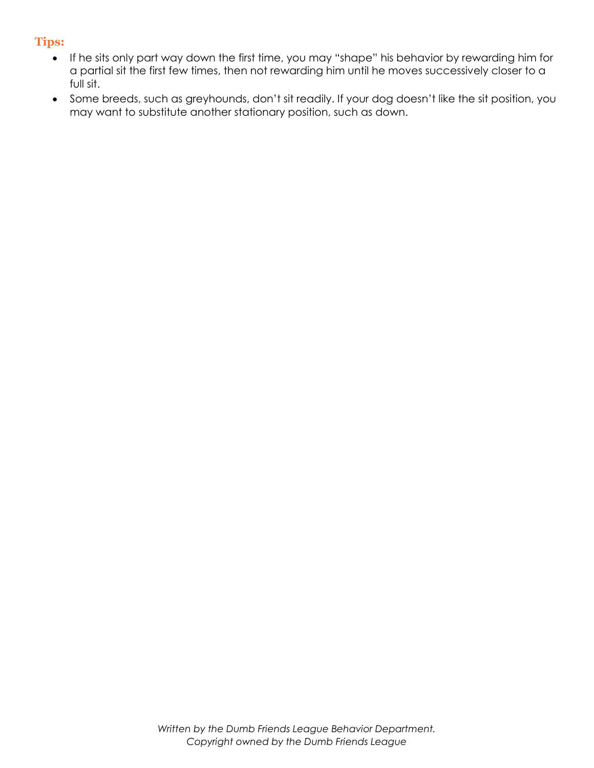### Tips:

- If he sits only part way down the first time, you may "shape" his behavior by rewarding him for a partial sit the first few times, then not rewarding him until he moves successively closer to a full sit.
- Some breeds, such as greyhounds, don't sit readily. If your dog doesn't like the sit position, you may want to substitute another stationary position, such as down.

*Written by the Dumb Friends League Behavior Department.*
*Copyright owned by the Dumb Friends League*